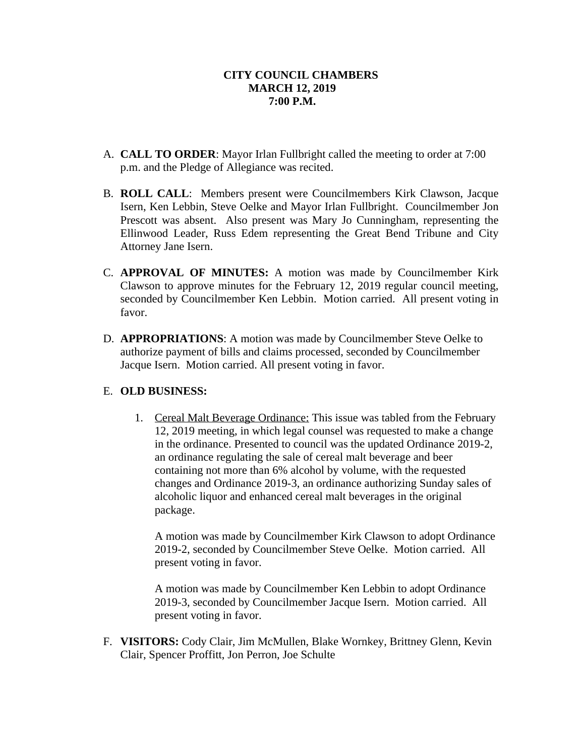**CITY COUNCIL CHAMBERS**
**MARCH 12, 2019**
**7:00 P.M.**

A. **CALL TO ORDER**: Mayor Irlan Fullbright called the meeting to order at 7:00 p.m. and the Pledge of Allegiance was recited.

B. **ROLL CALL**: Members present were Councilmembers Kirk Clawson, Jacque Isern, Ken Lebbin, Steve Oelke and Mayor Irlan Fullbright. Councilmember Jon Prescott was absent. Also present was Mary Jo Cunningham, representing the Ellinwood Leader, Russ Edem representing the Great Bend Tribune and City Attorney Jane Isern.

C. **APPROVAL OF MINUTES:** A motion was made by Councilmember Kirk Clawson to approve minutes for the February 12, 2019 regular council meeting, seconded by Councilmember Ken Lebbin. Motion carried. All present voting in favor.

D. **APPROPRIATIONS**: A motion was made by Councilmember Steve Oelke to authorize payment of bills and claims processed, seconded by Councilmember Jacque Isern. Motion carried. All present voting in favor.

E. **OLD BUSINESS:**

1. Cereal Malt Beverage Ordinance: This issue was tabled from the February 12, 2019 meeting, in which legal counsel was requested to make a change in the ordinance. Presented to council was the updated Ordinance 2019-2, an ordinance regulating the sale of cereal malt beverage and beer containing not more than 6% alcohol by volume, with the requested changes and Ordinance 2019-3, an ordinance authorizing Sunday sales of alcoholic liquor and enhanced cereal malt beverages in the original package.

   A motion was made by Councilmember Kirk Clawson to adopt Ordinance 2019-2, seconded by Councilmember Steve Oelke. Motion carried. All present voting in favor.

   A motion was made by Councilmember Ken Lebbin to adopt Ordinance 2019-3, seconded by Councilmember Jacque Isern. Motion carried. All present voting in favor.

F. **VISITORS:** Cody Clair, Jim McMullen, Blake Wornkey, Brittney Glenn, Kevin Clair, Spencer Proffitt, Jon Perron, Joe Schulte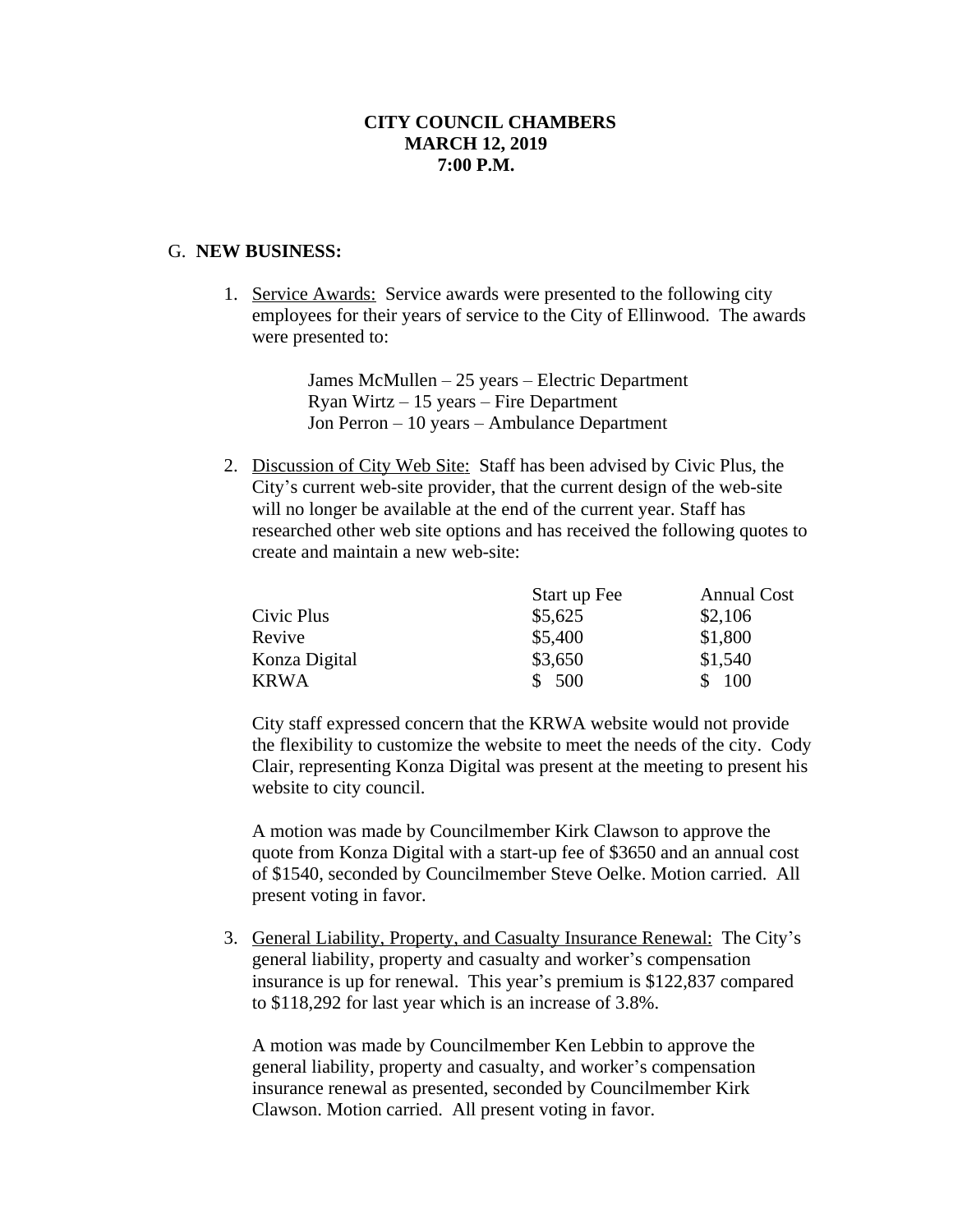**CITY COUNCIL CHAMBERS**
**MARCH 12, 2019**
**7:00 P.M.**

G. **NEW BUSINESS:**

1. Service Awards: Service awards were presented to the following city employees for their years of service to the City of Ellinwood. The awards were presented to:

   James McMullen – 25 years – Electric Department
   Ryan Wirtz – 15 years – Fire Department
   Jon Perron – 10 years – Ambulance Department

2. Discussion of City Web Site: Staff has been advised by Civic Plus, the City's current web-site provider, that the current design of the web-site will no longer be available at the end of the current year. Staff has researched other web site options and has received the following quotes to create and maintain a new web-site:

   | | Start up Fee | Annual Cost |
   |---|---|---|
   | Civic Plus | $5,625 | $2,106 |
   | Revive | $5,400 | $1,800 |
   | Konza Digital | $3,650 | $1,540 |
   | KRWA | $ 500 | $ 100 |

   City staff expressed concern that the KRWA website would not provide the flexibility to customize the website to meet the needs of the city. Cody Clair, representing Konza Digital was present at the meeting to present his website to city council.

   A motion was made by Councilmember Kirk Clawson to approve the quote from Konza Digital with a start-up fee of $3650 and an annual cost of $1540, seconded by Councilmember Steve Oelke. Motion carried. All present voting in favor.

3. General Liability, Property, and Casualty Insurance Renewal: The City's general liability, property and casualty and worker's compensation insurance is up for renewal. This year's premium is $122,837 compared to $118,292 for last year which is an increase of 3.8%.

   A motion was made by Councilmember Ken Lebbin to approve the general liability, property and casualty, and worker's compensation insurance renewal as presented, seconded by Councilmember Kirk Clawson. Motion carried. All present voting in favor.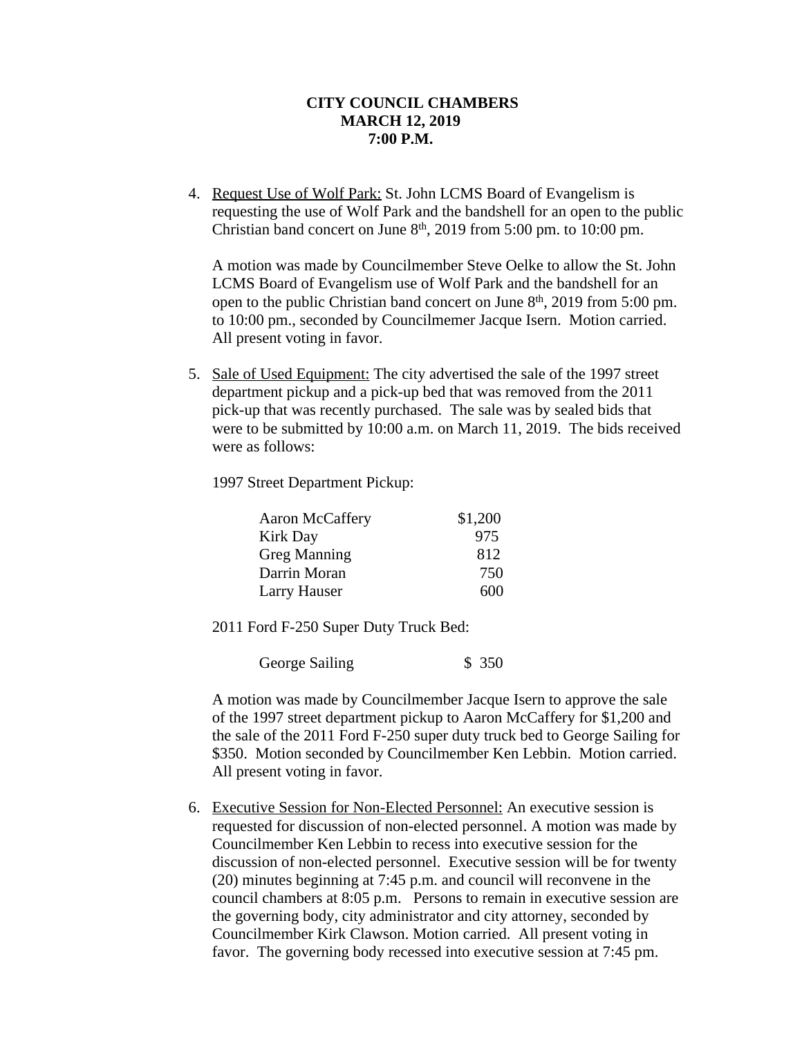**CITY COUNCIL CHAMBERS**
**MARCH 12, 2019**
**7:00 P.M.**

4. Request Use of Wolf Park: St. John LCMS Board of Evangelism is requesting the use of Wolf Park and the bandshell for an open to the public Christian band concert on June 8th, 2019 from 5:00 pm. to 10:00 pm.

   A motion was made by Councilmember Steve Oelke to allow the St. John LCMS Board of Evangelism use of Wolf Park and the bandshell for an open to the public Christian band concert on June 8th, 2019 from 5:00 pm. to 10:00 pm., seconded by Councilmemer Jacque Isern. Motion carried. All present voting in favor.

5. Sale of Used Equipment: The city advertised the sale of the 1997 street department pickup and a pick-up bed that was removed from the 2011 pick-up that was recently purchased. The sale was by sealed bids that were to be submitted by 10:00 a.m. on March 11, 2019. The bids received were as follows:

   1997 Street Department Pickup:

   | Bidder | Amount |
   |---|---|
   | Aaron McCaffery | $1,200 |
   | Kirk Day | 975 |
   | Greg Manning | 812 |
   | Darrin Moran | 750 |
   | Larry Hauser | 600 |

   2011 Ford F-250 Super Duty Truck Bed:

   | Bidder | Amount |
   |---|---|
   | George Sailing | $ 350 |

   A motion was made by Councilmember Jacque Isern to approve the sale of the 1997 street department pickup to Aaron McCaffery for $1,200 and the sale of the 2011 Ford F-250 super duty truck bed to George Sailing for $350. Motion seconded by Councilmember Ken Lebbin. Motion carried. All present voting in favor.

6. Executive Session for Non-Elected Personnel: An executive session is requested for discussion of non-elected personnel. A motion was made by Councilmember Ken Lebbin to recess into executive session for the discussion of non-elected personnel. Executive session will be for twenty (20) minutes beginning at 7:45 p.m. and council will reconvene in the council chambers at 8:05 p.m. Persons to remain in executive session are the governing body, city administrator and city attorney, seconded by Councilmember Kirk Clawson. Motion carried. All present voting in favor. The governing body recessed into executive session at 7:45 pm.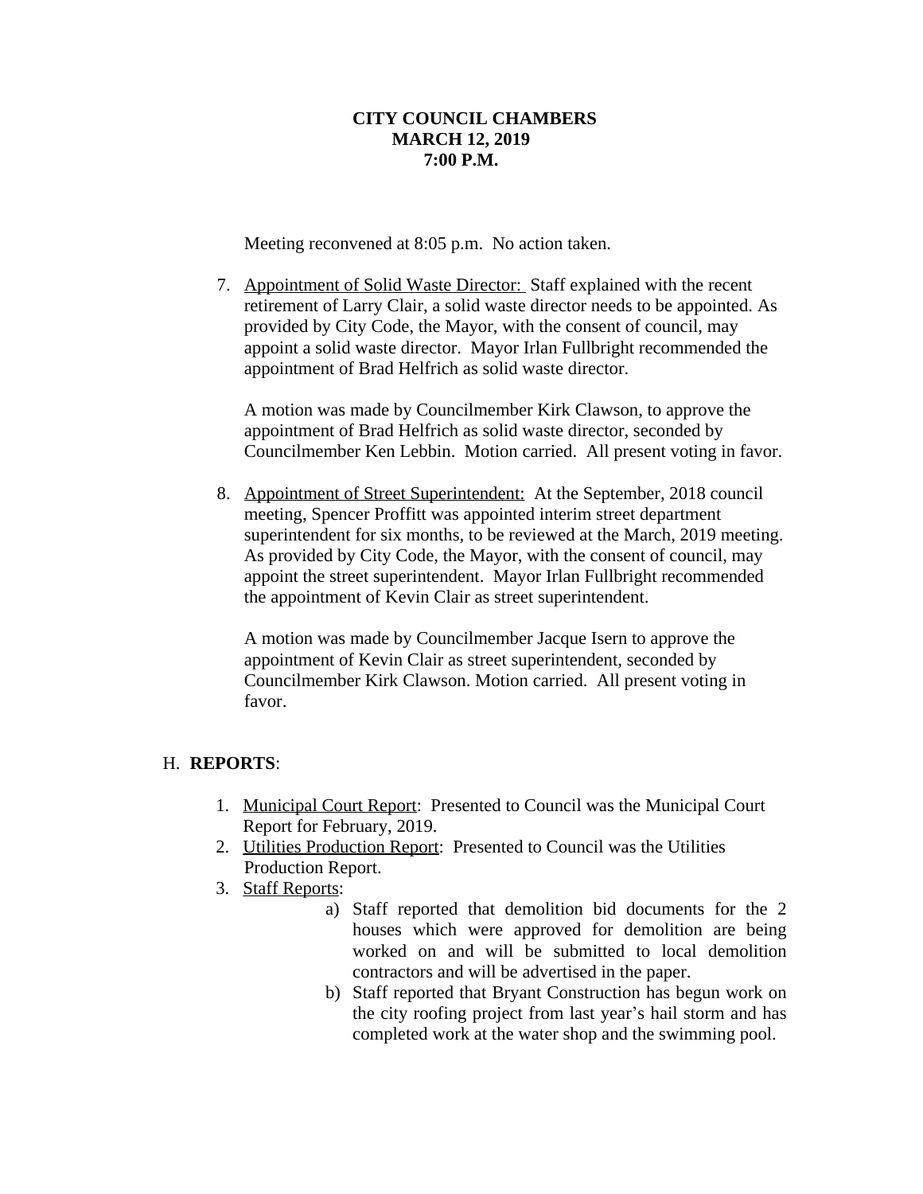**CITY COUNCIL CHAMBERS**
**MARCH 12, 2019**
**7:00 P.M.**

Meeting reconvened at 8:05 p.m. No action taken.

7. Appointment of Solid Waste Director: Staff explained with the recent retirement of Larry Clair, a solid waste director needs to be appointed. As provided by City Code, the Mayor, with the consent of council, may appoint a solid waste director. Mayor Irlan Fullbright recommended the appointment of Brad Helfrich as solid waste director.

   A motion was made by Councilmember Kirk Clawson, to approve the appointment of Brad Helfrich as solid waste director, seconded by Councilmember Ken Lebbin. Motion carried. All present voting in favor.

8. Appointment of Street Superintendent: At the September, 2018 council meeting, Spencer Proffitt was appointed interim street department superintendent for six months, to be reviewed at the March, 2019 meeting. As provided by City Code, the Mayor, with the consent of council, may appoint the street superintendent. Mayor Irlan Fullbright recommended the appointment of Kevin Clair as street superintendent.

   A motion was made by Councilmember Jacque Isern to approve the appointment of Kevin Clair as street superintendent, seconded by Councilmember Kirk Clawson. Motion carried. All present voting in favor.

H. **REPORTS**:

1. Municipal Court Report: Presented to Council was the Municipal Court Report for February, 2019.
2. Utilities Production Report: Presented to Council was the Utilities Production Report.
3. Staff Reports:
   a) Staff reported that demolition bid documents for the 2 houses which were approved for demolition are being worked on and will be submitted to local demolition contractors and will be advertised in the paper.
   b) Staff reported that Bryant Construction has begun work on the city roofing project from last year's hail storm and has completed work at the water shop and the swimming pool.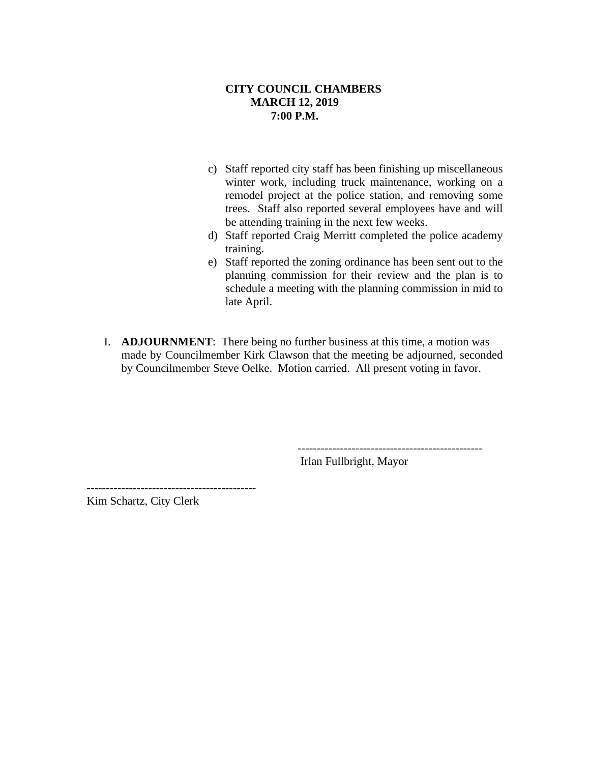**CITY COUNCIL CHAMBERS**
**MARCH 12, 2019**
**7:00 P.M.**

c) Staff reported city staff has been finishing up miscellaneous winter work, including truck maintenance, working on a remodel project at the police station, and removing some trees. Staff also reported several employees have and will be attending training in the next few weeks.

d) Staff reported Craig Merritt completed the police academy training.

e) Staff reported the zoning ordinance has been sent out to the planning commission for their review and the plan is to schedule a meeting with the planning commission in mid to late April.

I. **ADJOURNMENT**: There being no further business at this time, a motion was made by Councilmember Kirk Clawson that the meeting be adjourned, seconded by Councilmember Steve Oelke. Motion carried. All present voting in favor.

------------------------------------------------
Irlan Fullbright, Mayor

--------------------------------------------
Kim Schartz, City Clerk